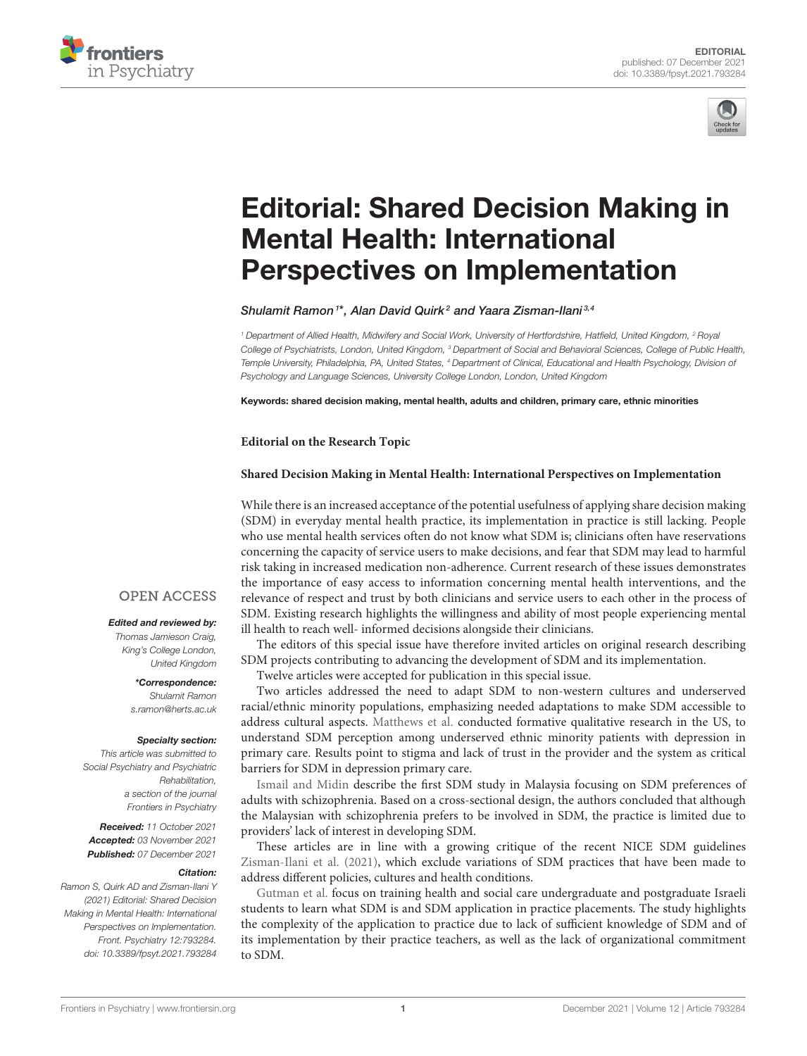EDITORIAL
published: 07 December 2021
doi: 10.3389/fpsyt.2021.793284

# Editorial: Shared Decision Making in Mental Health: International Perspectives on Implementation

*Shulamit Ramon[1]\*, Alan David Quirk[2] and Yaara Zisman-Ilani[3,4]*

[1] Department of Allied Health, Midwifery and Social Work, University of Hertfordshire, Hatfield, United Kingdom, [2] Royal College of Psychiatrists, London, United Kingdom, [3] Department of Social and Behavioral Sciences, College of Public Health, Temple University, Philadelphia, PA, United States, [4] Department of Clinical, Educational and Health Psychology, Division of Psychology and Language Sciences, University College London, London, United Kingdom

**Keywords: shared decision making, mental health, adults and children, primary care, ethnic minorities**

OPEN ACCESS

***Edited and reviewed by:***
*Thomas Jamieson Craig, King's College London, United Kingdom*

***\*Correspondence:***
*Shulamit Ramon*
*s.ramon@herts.ac.uk*

***Specialty section:***
*This article was submitted to Social Psychiatry and Psychiatric Rehabilitation, a section of the journal Frontiers in Psychiatry*

***Received:*** *11 October 2021*
***Accepted:*** *03 November 2021*
***Published:*** *07 December 2021*

***Citation:***
*Ramon S, Quirk AD and Zisman-Ilani Y (2021) Editorial: Shared Decision Making in Mental Health: International Perspectives on Implementation. Front. Psychiatry 12:793284. doi: 10.3389/fpsyt.2021.793284*

**Editorial on the Research Topic**

**Shared Decision Making in Mental Health: International Perspectives on Implementation**

While there is an increased acceptance of the potential usefulness of applying share decision making (SDM) in everyday mental health practice, its implementation in practice is still lacking. People who use mental health services often do not know what SDM is; clinicians often have reservations concerning the capacity of service users to make decisions, and fear that SDM may lead to harmful risk taking in increased medication non-adherence. Current research of these issues demonstrates the importance of easy access to information concerning mental health interventions, and the relevance of respect and trust by both clinicians and service users to each other in the process of SDM. Existing research highlights the willingness and ability of most people experiencing mental ill health to reach well- informed decisions alongside their clinicians.

The editors of this special issue have therefore invited articles on original research describing SDM projects contributing to advancing the development of SDM and its implementation.

Twelve articles were accepted for publication in this special issue.

Two articles addressed the need to adapt SDM to non-western cultures and underserved racial/ethnic minority populations, emphasizing needed adaptations to make SDM accessible to address cultural aspects. Matthews et al. conducted formative qualitative research in the US, to understand SDM perception among underserved ethnic minority patients with depression in primary care. Results point to stigma and lack of trust in the provider and the system as critical barriers for SDM in depression primary care.

Ismail and Midin describe the first SDM study in Malaysia focusing on SDM preferences of adults with schizophrenia. Based on a cross-sectional design, the authors concluded that although the Malaysian with schizophrenia prefers to be involved in SDM, the practice is limited due to providers' lack of interest in developing SDM.

These articles are in line with a growing critique of the recent NICE SDM guidelines Zisman-Ilani et al. (2021), which exclude variations of SDM practices that have been made to address different policies, cultures and health conditions.

Gutman et al. focus on training health and social care undergraduate and postgraduate Israeli students to learn what SDM is and SDM application in practice placements. The study highlights the complexity of the application to practice due to lack of sufficient knowledge of SDM and of its implementation by their practice teachers, as well as the lack of organizational commitment to SDM.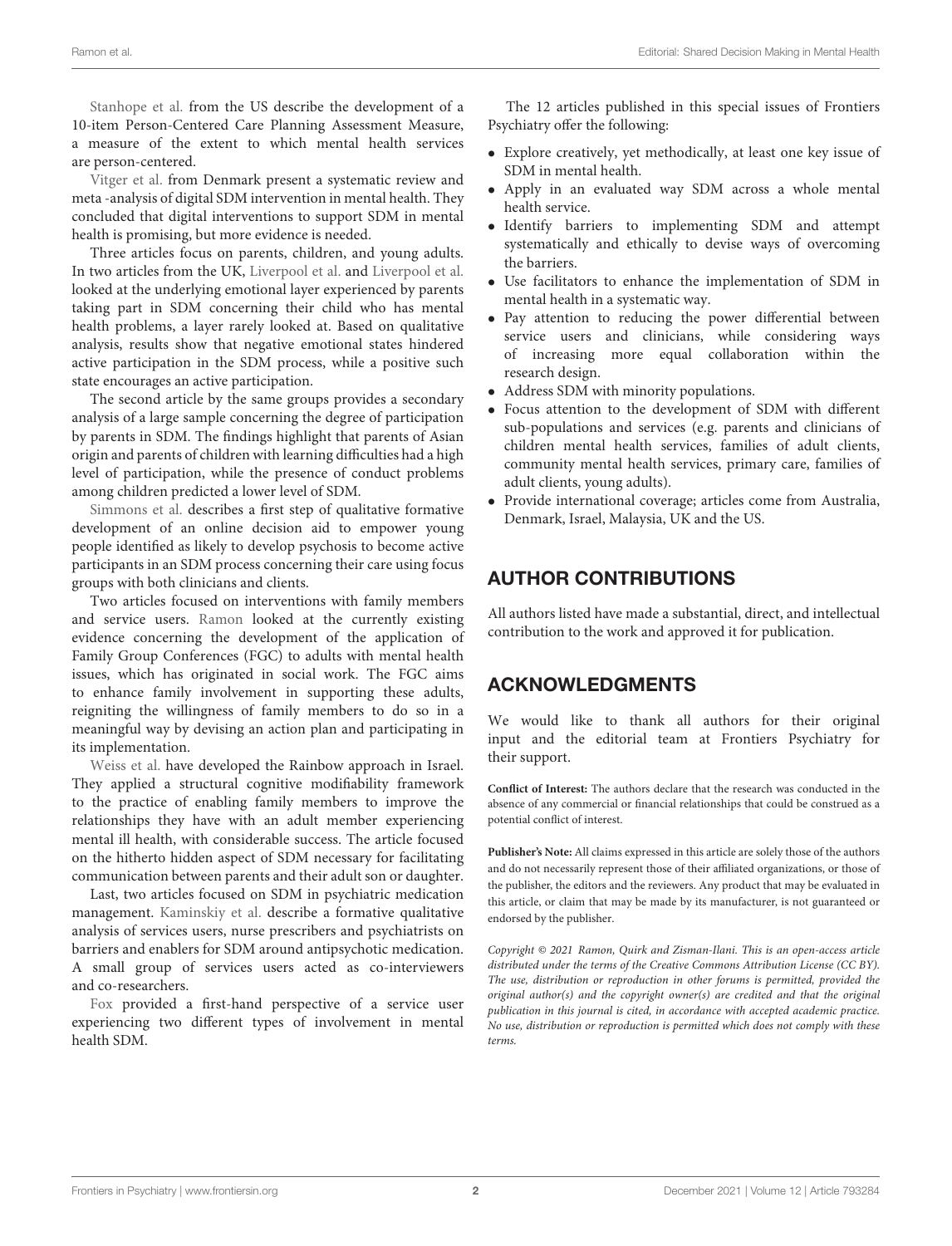Stanhope et al. from the US describe the development of a 10-item Person-Centered Care Planning Assessment Measure, a measure of the extent to which mental health services are person-centered.

Vitger et al. from Denmark present a systematic review and meta -analysis of digital SDM intervention in mental health. They concluded that digital interventions to support SDM in mental health is promising, but more evidence is needed.

Three articles focus on parents, children, and young adults. In two articles from the UK, Liverpool et al. and Liverpool et al. looked at the underlying emotional layer experienced by parents taking part in SDM concerning their child who has mental health problems, a layer rarely looked at. Based on qualitative analysis, results show that negative emotional states hindered active participation in the SDM process, while a positive such state encourages an active participation.

The second article by the same groups provides a secondary analysis of a large sample concerning the degree of participation by parents in SDM. The findings highlight that parents of Asian origin and parents of children with learning difficulties had a high level of participation, while the presence of conduct problems among children predicted a lower level of SDM.

Simmons et al. describes a first step of qualitative formative development of an online decision aid to empower young people identified as likely to develop psychosis to become active participants in an SDM process concerning their care using focus groups with both clinicians and clients.

Two articles focused on interventions with family members and service users. Ramon looked at the currently existing evidence concerning the development of the application of Family Group Conferences (FGC) to adults with mental health issues, which has originated in social work. The FGC aims to enhance family involvement in supporting these adults, reigniting the willingness of family members to do so in a meaningful way by devising an action plan and participating in its implementation.

Weiss et al. have developed the Rainbow approach in Israel. They applied a structural cognitive modifiability framework to the practice of enabling family members to improve the relationships they have with an adult member experiencing mental ill health, with considerable success. The article focused on the hitherto hidden aspect of SDM necessary for facilitating communication between parents and their adult son or daughter.

Last, two articles focused on SDM in psychiatric medication management. Kaminskiy et al. describe a formative qualitative analysis of services users, nurse prescribers and psychiatrists on barriers and enablers for SDM around antipsychotic medication. A small group of services users acted as co-interviewers and co-researchers.

Fox provided a first-hand perspective of a service user experiencing two different types of involvement in mental health SDM.

The 12 articles published in this special issues of Frontiers Psychiatry offer the following:

- Explore creatively, yet methodically, at least one key issue of SDM in mental health.
- Apply in an evaluated way SDM across a whole mental health service.
- Identify barriers to implementing SDM and attempt systematically and ethically to devise ways of overcoming the barriers.
- Use facilitators to enhance the implementation of SDM in mental health in a systematic way.
- Pay attention to reducing the power differential between service users and clinicians, while considering ways of increasing more equal collaboration within the research design.
- Address SDM with minority populations.
- Focus attention to the development of SDM with different sub-populations and services (e.g. parents and clinicians of children mental health services, families of adult clients, community mental health services, primary care, families of adult clients, young adults).
- Provide international coverage; articles come from Australia, Denmark, Israel, Malaysia, UK and the US.

## AUTHOR CONTRIBUTIONS

All authors listed have made a substantial, direct, and intellectual contribution to the work and approved it for publication.

## ACKNOWLEDGMENTS

We would like to thank all authors for their original input and the editorial team at Frontiers Psychiatry for their support.

**Conflict of Interest:** The authors declare that the research was conducted in the absence of any commercial or financial relationships that could be construed as a potential conflict of interest.

**Publisher's Note:** All claims expressed in this article are solely those of the authors and do not necessarily represent those of their affiliated organizations, or those of the publisher, the editors and the reviewers. Any product that may be evaluated in this article, or claim that may be made by its manufacturer, is not guaranteed or endorsed by the publisher.

*Copyright © 2021 Ramon, Quirk and Zisman-Ilani. This is an open-access article distributed under the terms of the Creative Commons Attribution License (CC BY). The use, distribution or reproduction in other forums is permitted, provided the original author(s) and the copyright owner(s) are credited and that the original publication in this journal is cited, in accordance with accepted academic practice. No use, distribution or reproduction is permitted which does not comply with these terms.*